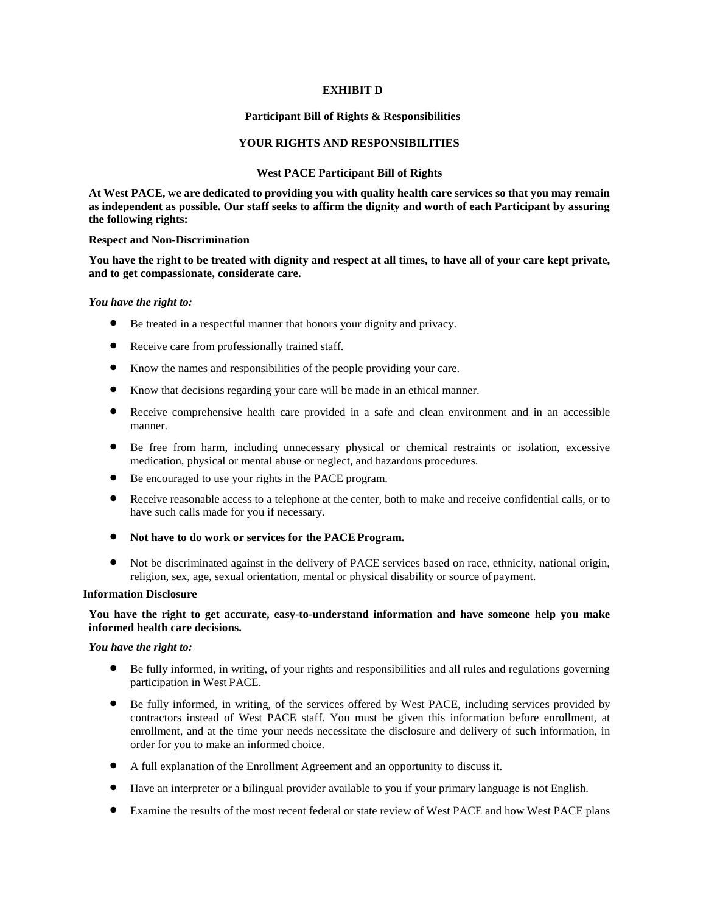**EXHIBIT D**

**Participant Bill of Rights & Responsibilities**

**YOUR RIGHTS AND RESPONSIBILITIES**

**West PACE Participant Bill of Rights**

**At West PACE, we are dedicated to providing you with quality health care services so that you may remain as independent as possible. Our staff seeks to affirm the dignity and worth of each Participant by assuring the following rights:**

**Respect and Non-Discrimination**

**You have the right to be treated with dignity and respect at all times, to have all of your care kept private, and to get compassionate, considerate care.**

***You have the right to:***

- Be treated in a respectful manner that honors your dignity and privacy.
- Receive care from professionally trained staff.
- Know the names and responsibilities of the people providing your care.
- Know that decisions regarding your care will be made in an ethical manner.
- Receive comprehensive health care provided in a safe and clean environment and in an accessible manner.
- Be free from harm, including unnecessary physical or chemical restraints or isolation, excessive medication, physical or mental abuse or neglect, and hazardous procedures.
- Be encouraged to use your rights in the PACE program.
- Receive reasonable access to a telephone at the center, both to make and receive confidential calls, or to have such calls made for you if necessary.
- **Not have to do work or services for the PACE Program.**
- Not be discriminated against in the delivery of PACE services based on race, ethnicity, national origin, religion, sex, age, sexual orientation, mental or physical disability or source of payment.

**Information Disclosure**

**You have the right to get accurate, easy-to-understand information and have someone help you make informed health care decisions.**

***You have the right to:***

- Be fully informed, in writing, of your rights and responsibilities and all rules and regulations governing participation in West PACE.
- Be fully informed, in writing, of the services offered by West PACE, including services provided by contractors instead of West PACE staff. You must be given this information before enrollment, at enrollment, and at the time your needs necessitate the disclosure and delivery of such information, in order for you to make an informed choice.
- A full explanation of the Enrollment Agreement and an opportunity to discuss it.
- Have an interpreter or a bilingual provider available to you if your primary language is not English.
- Examine the results of the most recent federal or state review of West PACE and how West PACE plans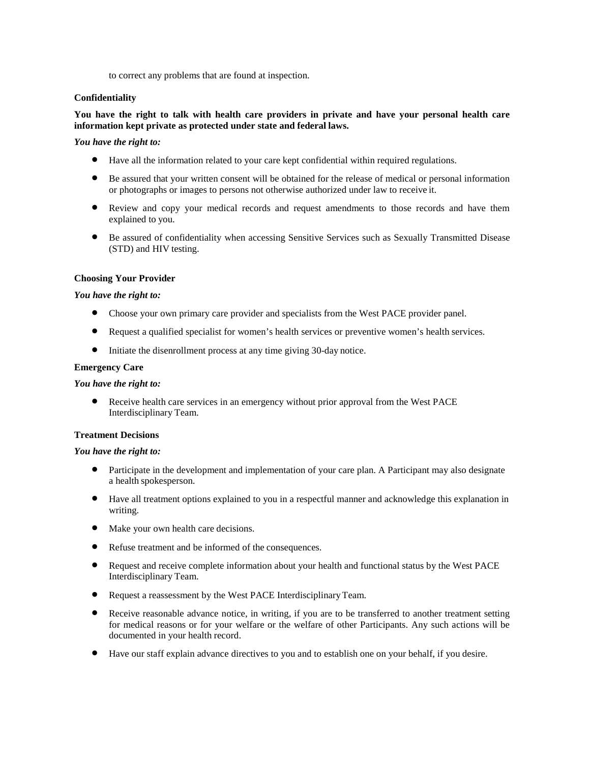to correct any problems that are found at inspection.

**Confidentiality**

**You have the right to talk with health care providers in private and have your personal health care information kept private as protected under state and federal laws.**

***You have the right to:***

- Have all the information related to your care kept confidential within required regulations.
- Be assured that your written consent will be obtained for the release of medical or personal information or photographs or images to persons not otherwise authorized under law to receive it.
- Review and copy your medical records and request amendments to those records and have them explained to you.
- Be assured of confidentiality when accessing Sensitive Services such as Sexually Transmitted Disease (STD) and HIV testing.

**Choosing Your Provider**

***You have the right to:***

- Choose your own primary care provider and specialists from the West PACE provider panel.
- Request a qualified specialist for women's health services or preventive women's health services.
- Initiate the disenrollment process at any time giving 30-day notice.

**Emergency Care**

***You have the right to:***

- Receive health care services in an emergency without prior approval from the West PACE Interdisciplinary Team.

**Treatment Decisions**

***You have the right to:***

- Participate in the development and implementation of your care plan. A Participant may also designate a health spokesperson.
- Have all treatment options explained to you in a respectful manner and acknowledge this explanation in writing.
- Make your own health care decisions.
- Refuse treatment and be informed of the consequences.
- Request and receive complete information about your health and functional status by the West PACE Interdisciplinary Team.
- Request a reassessment by the West PACE Interdisciplinary Team.
- Receive reasonable advance notice, in writing, if you are to be transferred to another treatment setting for medical reasons or for your welfare or the welfare of other Participants. Any such actions will be documented in your health record.
- Have our staff explain advance directives to you and to establish one on your behalf, if you desire.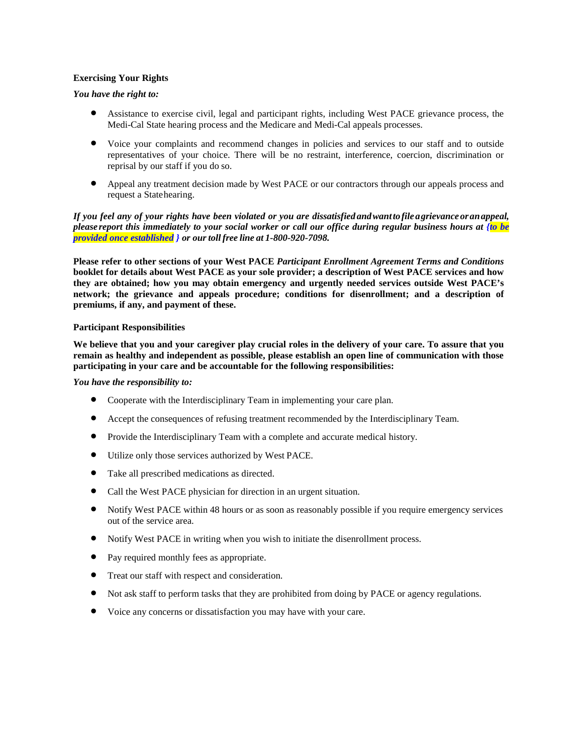**Exercising Your Rights**

*You have the right to:*

- Assistance to exercise civil, legal and participant rights, including West PACE grievance process, the Medi-Cal State hearing process and the Medicare and Medi-Cal appeals processes.
- Voice your complaints and recommend changes in policies and services to our staff and to outside representatives of your choice. There will be no restraint, interference, coercion, discrimination or reprisal by our staff if you do so.
- Appeal any treatment decision made by West PACE or our contractors through our appeals process and request a State hearing.

***If you feel any of your rights have been violated or you are dissatisfied and want to file a grievance or an appeal, please report this immediately to your social worker or call our office during regular business hours at {to be provided once established } or our toll free line at 1-800-920-7098.***

**Please refer to other sections of your West PACE *Participant Enrollment Agreement Terms and Conditions* booklet for details about West PACE as your sole provider; a description of West PACE services and how they are obtained; how you may obtain emergency and urgently needed services outside West PACE's network; the grievance and appeals procedure; conditions for disenrollment; and a description of premiums, if any, and payment of these.**

**Participant Responsibilities**

**We believe that you and your caregiver play crucial roles in the delivery of your care. To assure that you remain as healthy and independent as possible, please establish an open line of communication with those participating in your care and be accountable for the following responsibilities:**

*You have the responsibility to:*

- Cooperate with the Interdisciplinary Team in implementing your care plan.
- Accept the consequences of refusing treatment recommended by the Interdisciplinary Team.
- Provide the Interdisciplinary Team with a complete and accurate medical history.
- Utilize only those services authorized by West PACE.
- Take all prescribed medications as directed.
- Call the West PACE physician for direction in an urgent situation.
- Notify West PACE within 48 hours or as soon as reasonably possible if you require emergency services out of the service area.
- Notify West PACE in writing when you wish to initiate the disenrollment process.
- Pay required monthly fees as appropriate.
- Treat our staff with respect and consideration.
- Not ask staff to perform tasks that they are prohibited from doing by PACE or agency regulations.
- Voice any concerns or dissatisfaction you may have with your care.